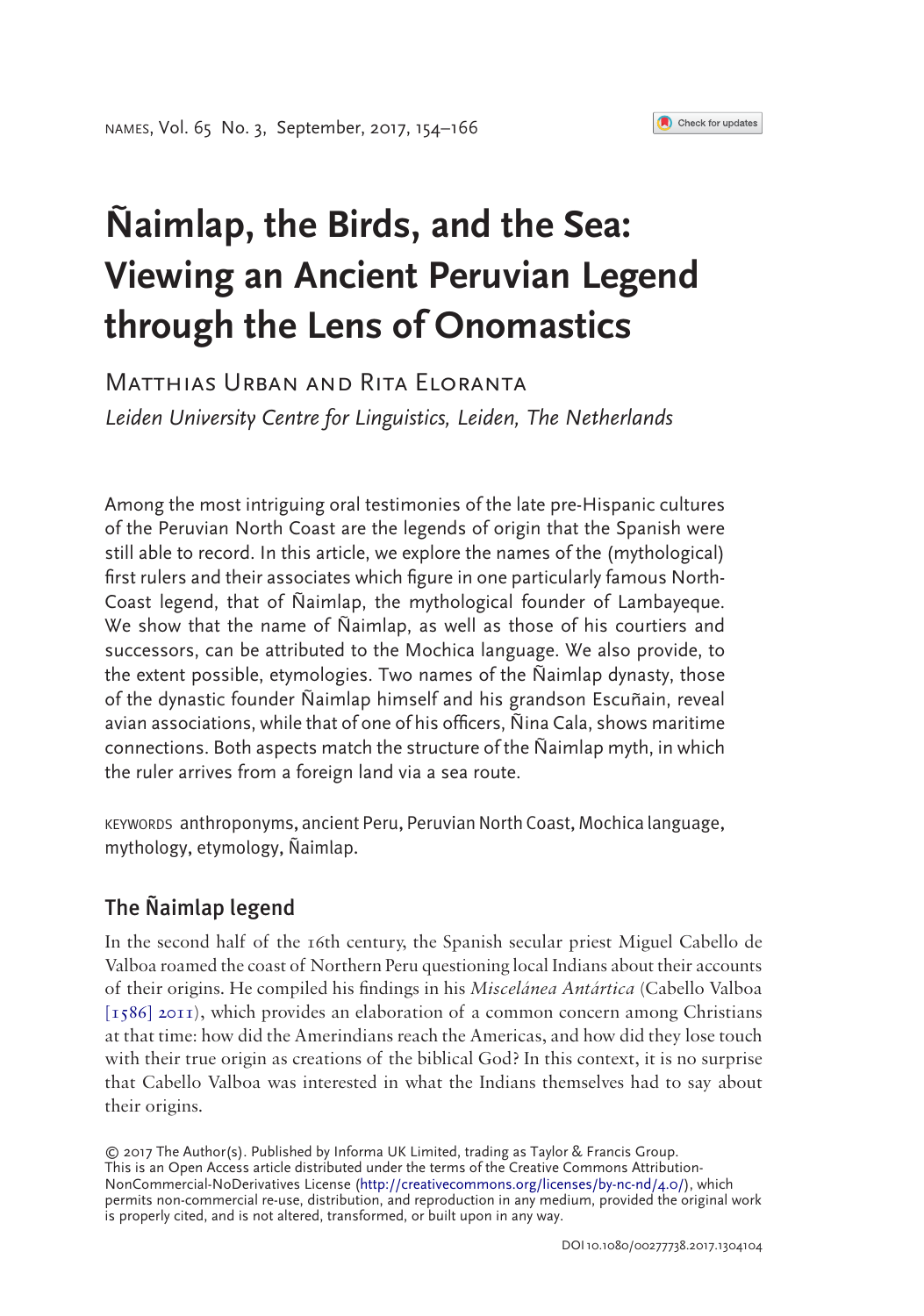# Ñaimlap, the Birds, and the Sea: Viewing an Ancient Peruvian Legend through the Lens of Onomastics

Matthias Urban and Rita Eloranta

*Leiden University Centre for Linguistics, Leiden, The Netherlands*

Among the most intriguing oral testimonies of the late pre-Hispanic cultures of the Peruvian North Coast are the legends of origin that the Spanish were still able to record. In this article, we explore the names of the (mythological) first rulers and their associates which figure in one particularly famous North-Coast legend, that of Ñaimlap, the mythological founder of Lambayeque. We show that the name of Ñaimlap, as well as those of his courtiers and successors, can be attributed to the Mochica language. We also provide, to the extent possible, etymologies. Two names of the Ñaimlap dynasty, those of the dynastic founder Ñaimlap himself and his grandson Escuñain, reveal avian associations, while that of one of his officers, Ñina Cala, shows maritime connections. Both aspects match the structure of the Ñaimlap myth, in which the ruler arrives from a foreign land via a sea route.

KEYWORDS anthroponyms, ancient Peru, Peruvian North Coast, Mochica language, mythology, etymology, Ñaimlap.

## The Ñaimlap legend

In the second half of the 16th century, the Spanish secular priest Miguel Cabello de Valboa roamed the coast of Northern Peru questioning local Indians about their accounts of their origins. He compiled his findings in his *Miscelánea Antártica* (Cabello Valboa [1586] 2011), which provides an elaboration of a common concern among Christians at that time: how did the Amerindians reach the Americas, and how did they lose touch with their true origin as creations of the biblical God? In this context, it is no surprise that Cabello Valboa was interested in what the Indians themselves had to say about their origins.

© 2017 The Author(s). Published by Informa UK Limited, trading as Taylor & Francis Group.
This is an Open Access article distributed under the terms of the Creative Commons Attribution-NonCommercial-NoDerivatives License (http://creativecommons.org/licenses/by-nc-nd/4.0/), which permits non-commercial re-use, distribution, and reproduction in any medium, provided the original work is properly cited, and is not altered, transformed, or built upon in any way.

DOI 10.1080/00277738.2017.1304104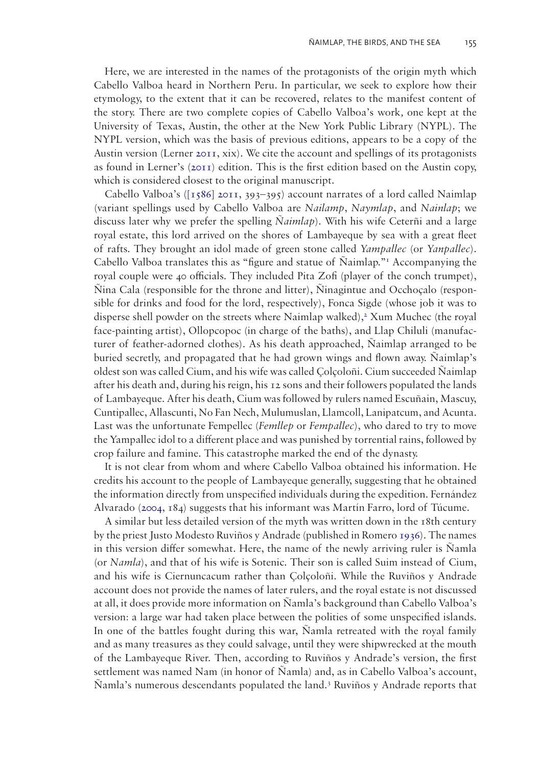Here, we are interested in the names of the protagonists of the origin myth which Cabello Valboa heard in Northern Peru. In particular, we seek to explore how their etymology, to the extent that it can be recovered, relates to the manifest content of the story. There are two complete copies of Cabello Valboa's work, one kept at the University of Texas, Austin, the other at the New York Public Library (NYPL). The NYPL version, which was the basis of previous editions, appears to be a copy of the Austin version (Lerner 2011, xix). We cite the account and spellings of its protagonists as found in Lerner's (2011) edition. This is the first edition based on the Austin copy, which is considered closest to the original manuscript.

Cabello Valboa's ([1586] 2011, 393–395) account narrates of a lord called Naimlap (variant spellings used by Cabello Valboa are *Nailamp*, *Naymlap*, and *Nainlap*; we discuss later why we prefer the spelling *Ñaimlap*). With his wife Ceterñi and a large royal estate, this lord arrived on the shores of Lambayeque by sea with a great fleet of rafts. They brought an idol made of green stone called *Yampallec* (or *Yanpallec*). Cabello Valboa translates this as "figure and statue of Ñaimlap."[1] Accompanying the royal couple were 40 officials. They included Pita Zofi (player of the conch trumpet), Ñina Cala (responsible for the throne and litter), Ñinagintue and Occhoçalo (responsible for drinks and food for the lord, respectively), Fonca Sigde (whose job it was to disperse shell powder on the streets where Naimlap walked),[2] Xum Muchec (the royal face-painting artist), Ollopcopoc (in charge of the baths), and Llap Chiluli (manufacturer of feather-adorned clothes). As his death approached, Ñaimlap arranged to be buried secretly, and propagated that he had grown wings and flown away. Ñaimlap's oldest son was called Cium, and his wife was called Çolçoloñi. Cium succeeded Ñaimlap after his death and, during his reign, his 12 sons and their followers populated the lands of Lambayeque. After his death, Cium was followed by rulers named Escuñain, Mascuy, Cuntipallec, Allascunti, No Fan Nech, Mulumuslan, Llamcoll, Lanipatcum, and Acunta. Last was the unfortunate Fempellec (*Femllep* or *Fempallec*), who dared to try to move the Yampallec idol to a different place and was punished by torrential rains, followed by crop failure and famine. This catastrophe marked the end of the dynasty.

It is not clear from whom and where Cabello Valboa obtained his information. He credits his account to the people of Lambayeque generally, suggesting that he obtained the information directly from unspecified individuals during the expedition. Fernández Alvarado (2004, 184) suggests that his informant was Martín Farro, lord of Túcume.

A similar but less detailed version of the myth was written down in the 18th century by the priest Justo Modesto Ruviños y Andrade (published in Romero 1936). The names in this version differ somewhat. Here, the name of the newly arriving ruler is Ñamla (or *Namla*), and that of his wife is Sotenic. Their son is called Suim instead of Cium, and his wife is Ciernuncacum rather than Çolçoloñi. While the Ruviños y Andrade account does not provide the names of later rulers, and the royal estate is not discussed at all, it does provide more information on Ñamla's background than Cabello Valboa's version: a large war had taken place between the polities of some unspecified islands. In one of the battles fought during this war, Ñamla retreated with the royal family and as many treasures as they could salvage, until they were shipwrecked at the mouth of the Lambayeque River. Then, according to Ruviños y Andrade's version, the first settlement was named Nam (in honor of Ñamla) and, as in Cabello Valboa's account, Ñamla's numerous descendants populated the land.[3] Ruviños y Andrade reports that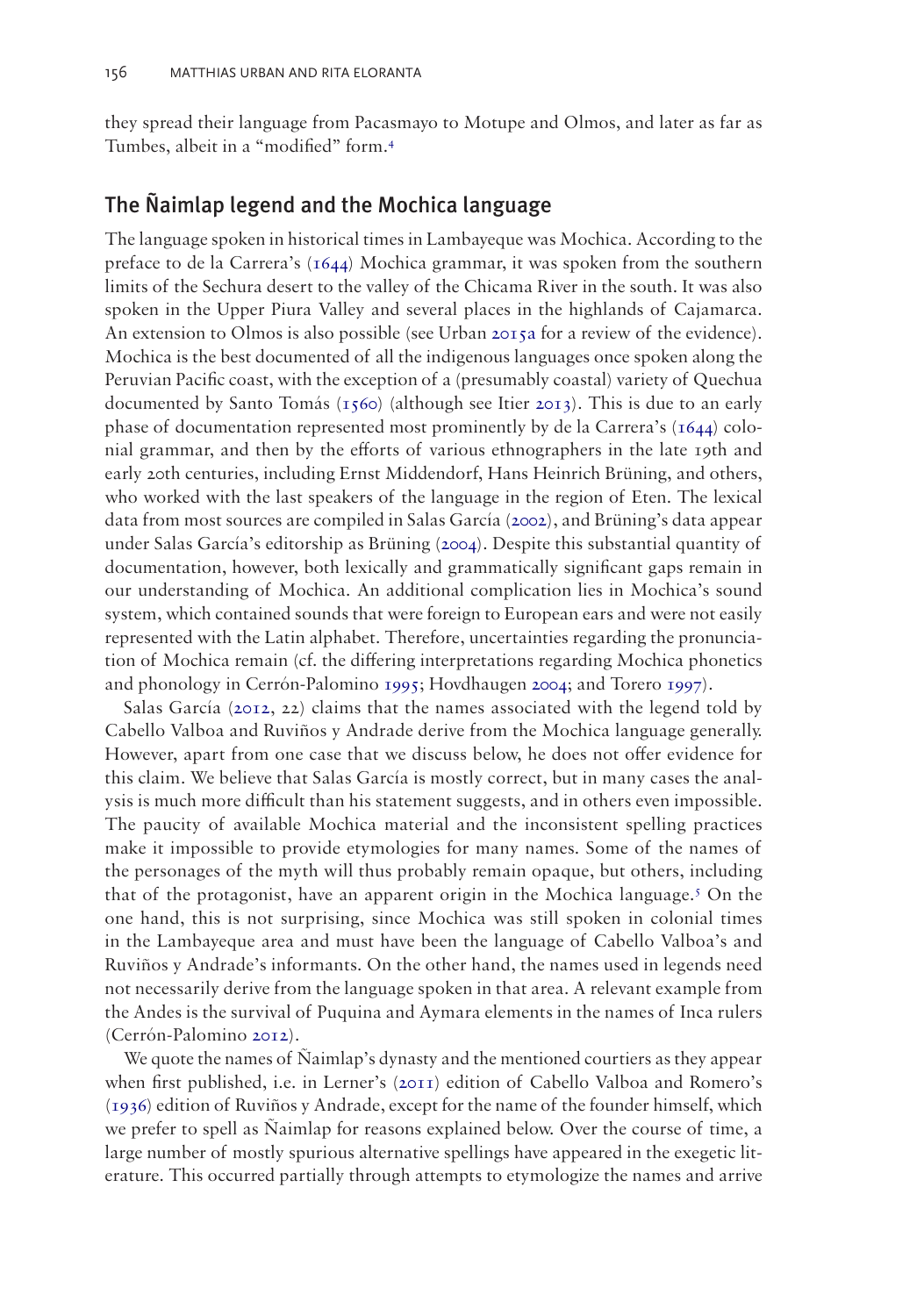they spread their language from Pacasmayo to Motupe and Olmos, and later as far as Tumbes, albeit in a "modified" form.[4]

## The Ñaimlap legend and the Mochica language

The language spoken in historical times in Lambayeque was Mochica. According to the preface to de la Carrera's (1644) Mochica grammar, it was spoken from the southern limits of the Sechura desert to the valley of the Chicama River in the south. It was also spoken in the Upper Piura Valley and several places in the highlands of Cajamarca. An extension to Olmos is also possible (see Urban 2015a for a review of the evidence). Mochica is the best documented of all the indigenous languages once spoken along the Peruvian Pacific coast, with the exception of a (presumably coastal) variety of Quechua documented by Santo Tomás (1560) (although see Itier 2013). This is due to an early phase of documentation represented most prominently by de la Carrera's (1644) colonial grammar, and then by the efforts of various ethnographers in the late 19th and early 20th centuries, including Ernst Middendorf, Hans Heinrich Brüning, and others, who worked with the last speakers of the language in the region of Eten. The lexical data from most sources are compiled in Salas García (2002), and Brüning's data appear under Salas García's editorship as Brüning (2004). Despite this substantial quantity of documentation, however, both lexically and grammatically significant gaps remain in our understanding of Mochica. An additional complication lies in Mochica's sound system, which contained sounds that were foreign to European ears and were not easily represented with the Latin alphabet. Therefore, uncertainties regarding the pronunciation of Mochica remain (cf. the differing interpretations regarding Mochica phonetics and phonology in Cerrón-Palomino 1995; Hovdhaugen 2004; and Torero 1997).

Salas García (2012, 22) claims that the names associated with the legend told by Cabello Valboa and Ruviños y Andrade derive from the Mochica language generally. However, apart from one case that we discuss below, he does not offer evidence for this claim. We believe that Salas García is mostly correct, but in many cases the analysis is much more difficult than his statement suggests, and in others even impossible. The paucity of available Mochica material and the inconsistent spelling practices make it impossible to provide etymologies for many names. Some of the names of the personages of the myth will thus probably remain opaque, but others, including that of the protagonist, have an apparent origin in the Mochica language.[5] On the one hand, this is not surprising, since Mochica was still spoken in colonial times in the Lambayeque area and must have been the language of Cabello Valboa's and Ruviños y Andrade's informants. On the other hand, the names used in legends need not necessarily derive from the language spoken in that area. A relevant example from the Andes is the survival of Puquina and Aymara elements in the names of Inca rulers (Cerrón-Palomino 2012).

We quote the names of Ñaimlap's dynasty and the mentioned courtiers as they appear when first published, i.e. in Lerner's (2011) edition of Cabello Valboa and Romero's (1936) edition of Ruviños y Andrade, except for the name of the founder himself, which we prefer to spell as Ñaimlap for reasons explained below. Over the course of time, a large number of mostly spurious alternative spellings have appeared in the exegetic literature. This occurred partially through attempts to etymologize the names and arrive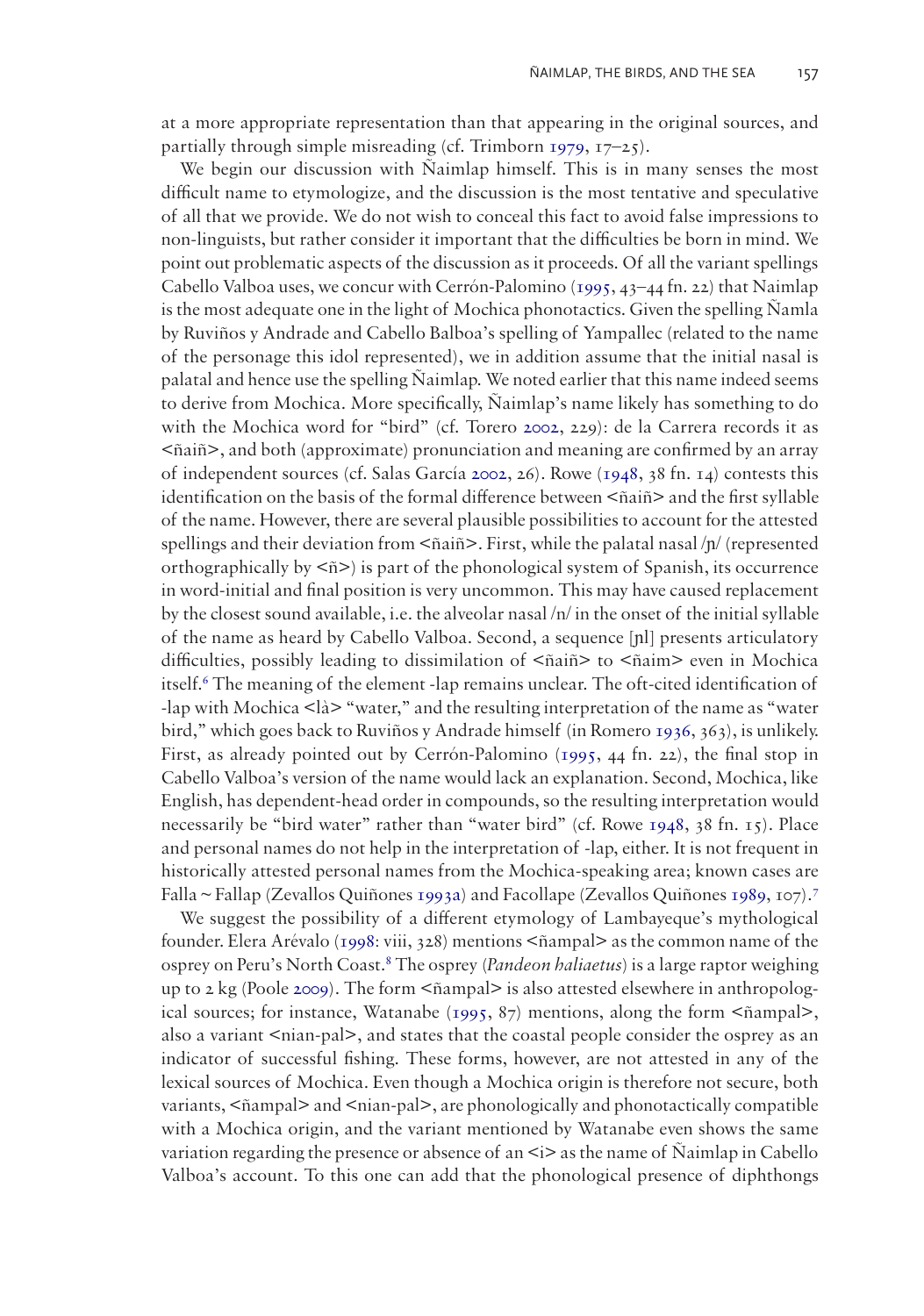at a more appropriate representation than that appearing in the original sources, and partially through simple misreading (cf. Trimborn 1979, 17–25).

We begin our discussion with Ñaimlap himself. This is in many senses the most difficult name to etymologize, and the discussion is the most tentative and speculative of all that we provide. We do not wish to conceal this fact to avoid false impressions to non-linguists, but rather consider it important that the difficulties be born in mind. We point out problematic aspects of the discussion as it proceeds. Of all the variant spellings Cabello Valboa uses, we concur with Cerrón-Palomino (1995, 43–44 fn. 22) that Naimlap is the most adequate one in the light of Mochica phonotactics. Given the spelling Ñamla by Ruviños y Andrade and Cabello Balboa's spelling of Yampallec (related to the name of the personage this idol represented), we in addition assume that the initial nasal is palatal and hence use the spelling Ñaimlap. We noted earlier that this name indeed seems to derive from Mochica. More specifically, Ñaimlap's name likely has something to do with the Mochica word for "bird" (cf. Torero 2002, 229): de la Carrera records it as <ñaiñ>, and both (approximate) pronunciation and meaning are confirmed by an array of independent sources (cf. Salas García 2002, 26). Rowe (1948, 38 fn. 14) contests this identification on the basis of the formal difference between <ñaiñ> and the first syllable of the name. However, there are several plausible possibilities to account for the attested spellings and their deviation from <ñaiñ>. First, while the palatal nasal /ɲ/ (represented orthographically by <ñ>) is part of the phonological system of Spanish, its occurrence in word-initial and final position is very uncommon. This may have caused replacement by the closest sound available, i.e. the alveolar nasal /n/ in the onset of the initial syllable of the name as heard by Cabello Valboa. Second, a sequence [ɲl] presents articulatory difficulties, possibly leading to dissimilation of <ñaiñ> to <ñaim> even in Mochica itself.[6] The meaning of the element -lap remains unclear. The oft-cited identification of -lap with Mochica <là> "water," and the resulting interpretation of the name as "water bird," which goes back to Ruviños y Andrade himself (in Romero 1936, 363), is unlikely. First, as already pointed out by Cerrón-Palomino (1995, 44 fn. 22), the final stop in Cabello Valboa's version of the name would lack an explanation. Second, Mochica, like English, has dependent-head order in compounds, so the resulting interpretation would necessarily be "bird water" rather than "water bird" (cf. Rowe 1948, 38 fn. 15). Place and personal names do not help in the interpretation of -lap, either. It is not frequent in historically attested personal names from the Mochica-speaking area; known cases are Falla ~ Fallap (Zevallos Quiñones 1993a) and Facollape (Zevallos Quiñones 1989, 107).[7]

We suggest the possibility of a different etymology of Lambayeque's mythological founder. Elera Arévalo (1998: viii, 328) mentions <ñampal> as the common name of the osprey on Peru's North Coast.[8] The osprey (*Pandeon haliaetus*) is a large raptor weighing up to 2 kg (Poole 2009). The form <ñampal> is also attested elsewhere in anthropological sources; for instance, Watanabe (1995, 87) mentions, along the form <ñampal>, also a variant <nian-pal>, and states that the coastal people consider the osprey as an indicator of successful fishing. These forms, however, are not attested in any of the lexical sources of Mochica. Even though a Mochica origin is therefore not secure, both variants, <ñampal> and <nian-pal>, are phonologically and phonotactically compatible with a Mochica origin, and the variant mentioned by Watanabe even shows the same variation regarding the presence or absence of an <i> as the name of Ñaimlap in Cabello Valboa's account. To this one can add that the phonological presence of diphthongs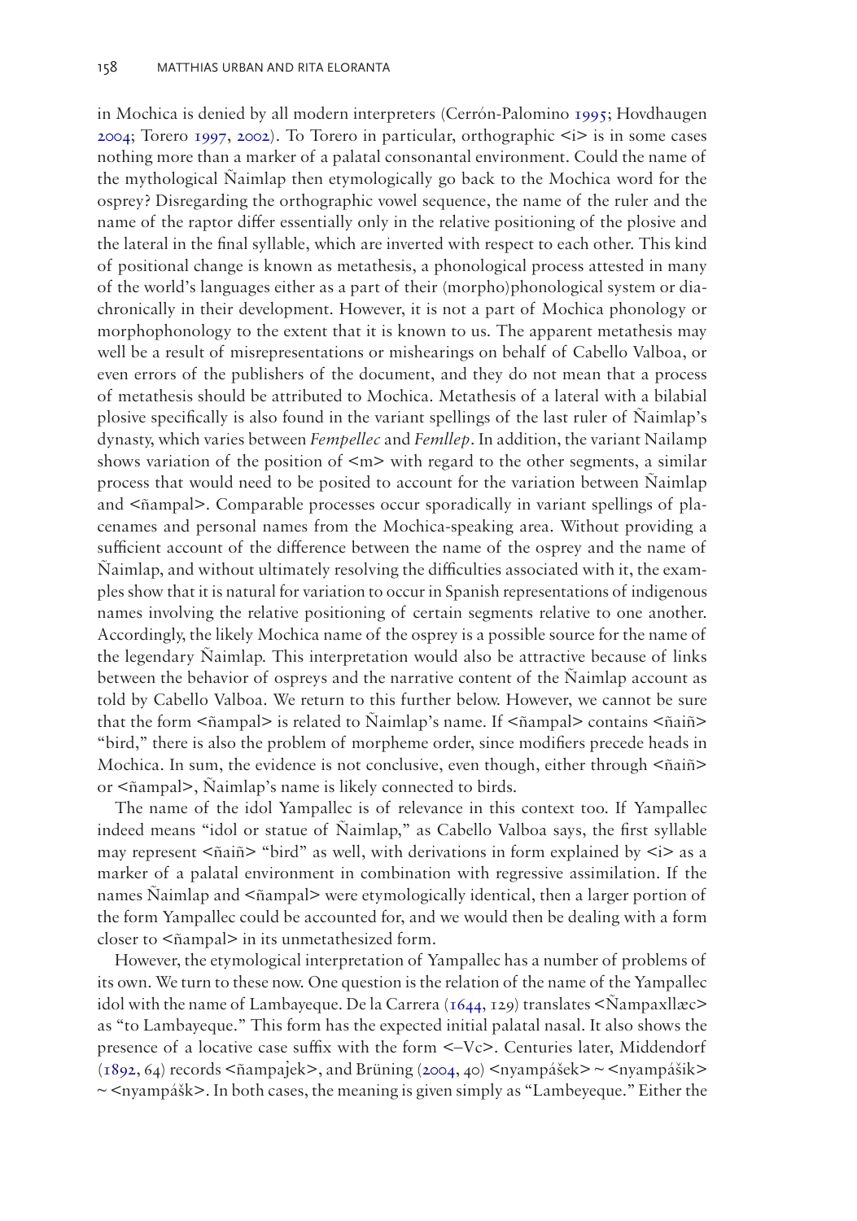in Mochica is denied by all modern interpreters (Cerrón-Palomino 1995; Hovdhaugen 2004; Torero 1997, 2002). To Torero in particular, orthographic <i> is in some cases nothing more than a marker of a palatal consonantal environment. Could the name of the mythological Ñaimlap then etymologically go back to the Mochica word for the osprey? Disregarding the orthographic vowel sequence, the name of the ruler and the name of the raptor differ essentially only in the relative positioning of the plosive and the lateral in the final syllable, which are inverted with respect to each other. This kind of positional change is known as metathesis, a phonological process attested in many of the world's languages either as a part of their (morpho)phonological system or diachronically in their development. However, it is not a part of Mochica phonology or morphophonology to the extent that it is known to us. The apparent metathesis may well be a result of misrepresentations or mishearings on behalf of Cabello Valboa, or even errors of the publishers of the document, and they do not mean that a process of metathesis should be attributed to Mochica. Metathesis of a lateral with a bilabial plosive specifically is also found in the variant spellings of the last ruler of Ñaimlap's dynasty, which varies between *Fempellec* and *Femllep*. In addition, the variant Nailamp shows variation of the position of <m> with regard to the other segments, a similar process that would need to be posited to account for the variation between Ñaimlap and <ñampal>. Comparable processes occur sporadically in variant spellings of placenames and personal names from the Mochica-speaking area. Without providing a sufficient account of the difference between the name of the osprey and the name of Ñaimlap, and without ultimately resolving the difficulties associated with it, the examples show that it is natural for variation to occur in Spanish representations of indigenous names involving the relative positioning of certain segments relative to one another. Accordingly, the likely Mochica name of the osprey is a possible source for the name of the legendary Ñaimlap. This interpretation would also be attractive because of links between the behavior of ospreys and the narrative content of the Ñaimlap account as told by Cabello Valboa. We return to this further below. However, we cannot be sure that the form <ñampal> is related to Ñaimlap's name. If <ñampal> contains <ñaiñ> "bird," there is also the problem of morpheme order, since modifiers precede heads in Mochica. In sum, the evidence is not conclusive, even though, either through <ñaiñ> or <ñampal>, Ñaimlap's name is likely connected to birds.

The name of the idol Yampallec is of relevance in this context too. If Yampallec indeed means "idol or statue of Ñaimlap," as Cabello Valboa says, the first syllable may represent <ñaiñ> "bird" as well, with derivations in form explained by <i> as a marker of a palatal environment in combination with regressive assimilation. If the names Ñaimlap and <ñampal> were etymologically identical, then a larger portion of the form Yampallec could be accounted for, and we would then be dealing with a form closer to <ñampal> in its unmetathesized form.

However, the etymological interpretation of Yampallec has a number of problems of its own. We turn to these now. One question is the relation of the name of the Yampallec idol with the name of Lambayeque. De la Carrera (1644, 129) translates <Ñampaxllæc> as "to Lambayeque." This form has the expected initial palatal nasal. It also shows the presence of a locative case suffix with the form <–Vc>. Centuries later, Middendorf (1892, 64) records <ñampajek>, and Brüning (2004, 40) <nyampášek> ~ <nyampášik> ~ <nyampášk>. In both cases, the meaning is given simply as "Lambeyeque." Either the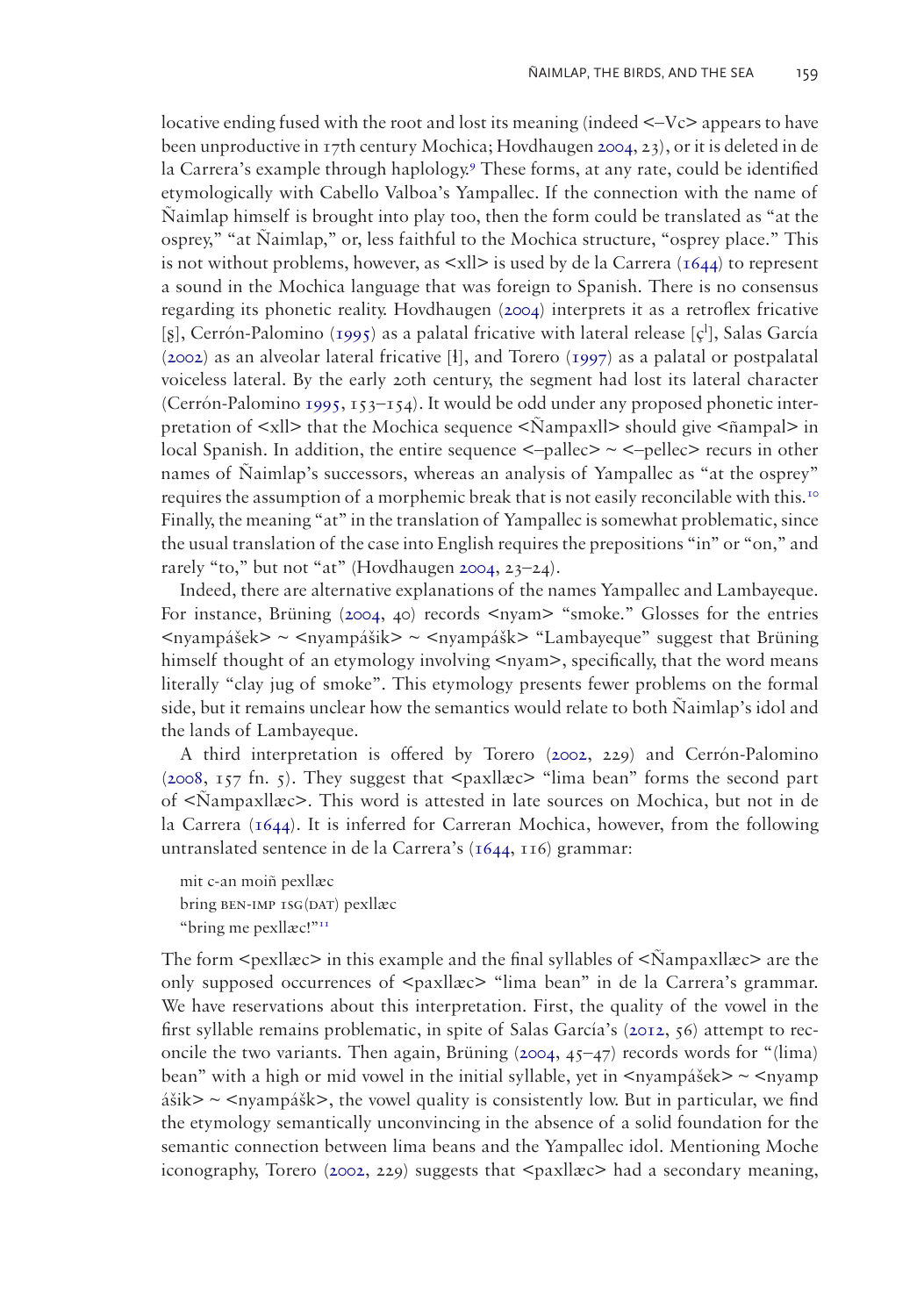locative ending fused with the root and lost its meaning (indeed <–Vc> appears to have been unproductive in 17th century Mochica; Hovdhaugen 2004, 23), or it is deleted in de la Carrera's example through haplology.[9] These forms, at any rate, could be identified etymologically with Cabello Valboa's Yampallec. If the connection with the name of Ñaimlap himself is brought into play too, then the form could be translated as "at the osprey," "at Ñaimlap," or, less faithful to the Mochica structure, "osprey place." This is not without problems, however, as <xll> is used by de la Carrera (1644) to represent a sound in the Mochica language that was foreign to Spanish. There is no consensus regarding its phonetic reality. Hovdhaugen (2004) interprets it as a retroflex fricative [ʂ], Cerrón-Palomino (1995) as a palatal fricative with lateral release [çˡ], Salas García (2002) as an alveolar lateral fricative [ɬ], and Torero (1997) as a palatal or postpalatal voiceless lateral. By the early 20th century, the segment had lost its lateral character (Cerrón-Palomino 1995, 153–154). It would be odd under any proposed phonetic interpretation of <xll> that the Mochica sequence <Ñampaxll> should give <ñampal> in local Spanish. In addition, the entire sequence <–pallec> ~ <–pellec> recurs in other names of Ñaimlap's successors, whereas an analysis of Yampallec as "at the osprey" requires the assumption of a morphemic break that is not easily reconcilable with this.[10] Finally, the meaning "at" in the translation of Yampallec is somewhat problematic, since the usual translation of the case into English requires the prepositions "in" or "on," and rarely "to," but not "at" (Hovdhaugen 2004, 23–24).

Indeed, there are alternative explanations of the names Yampallec and Lambayeque. For instance, Brüning (2004, 40) records <nyam> "smoke." Glosses for the entries <nyampášek> ~ <nyampášik> ~ <nyampášk> "Lambayeque" suggest that Brüning himself thought of an etymology involving <nyam>, specifically, that the word means literally "clay jug of smoke". This etymology presents fewer problems on the formal side, but it remains unclear how the semantics would relate to both Ñaimlap's idol and the lands of Lambayeque.

A third interpretation is offered by Torero (2002, 229) and Cerrón-Palomino (2008, 157 fn. 5). They suggest that <paxllæc> "lima bean" forms the second part of <Ñampaxllæc>. This word is attested in late sources on Mochica, but not in de la Carrera (1644). It is inferred for Carreran Mochica, however, from the following untranslated sentence in de la Carrera's (1644, 116) grammar:

mit c-an moiñ pexllæc
bring BEN-IMP 1SG(DAT) pexllæc
"bring me pexllæc!"[11]

The form <pexllæc> in this example and the final syllables of <Ñampaxllæc> are the only supposed occurrences of <paxllæc> "lima bean" in de la Carrera's grammar. We have reservations about this interpretation. First, the quality of the vowel in the first syllable remains problematic, in spite of Salas García's (2012, 56) attempt to reconcile the two variants. Then again, Brüning (2004, 45–47) records words for "(lima) bean" with a high or mid vowel in the initial syllable, yet in <nyampášek> ~ <nyampášik> ~ <nyampášk>, the vowel quality is consistently low. But in particular, we find the etymology semantically unconvincing in the absence of a solid foundation for the semantic connection between lima beans and the Yampallec idol. Mentioning Moche iconography, Torero (2002, 229) suggests that <paxllæc> had a secondary meaning,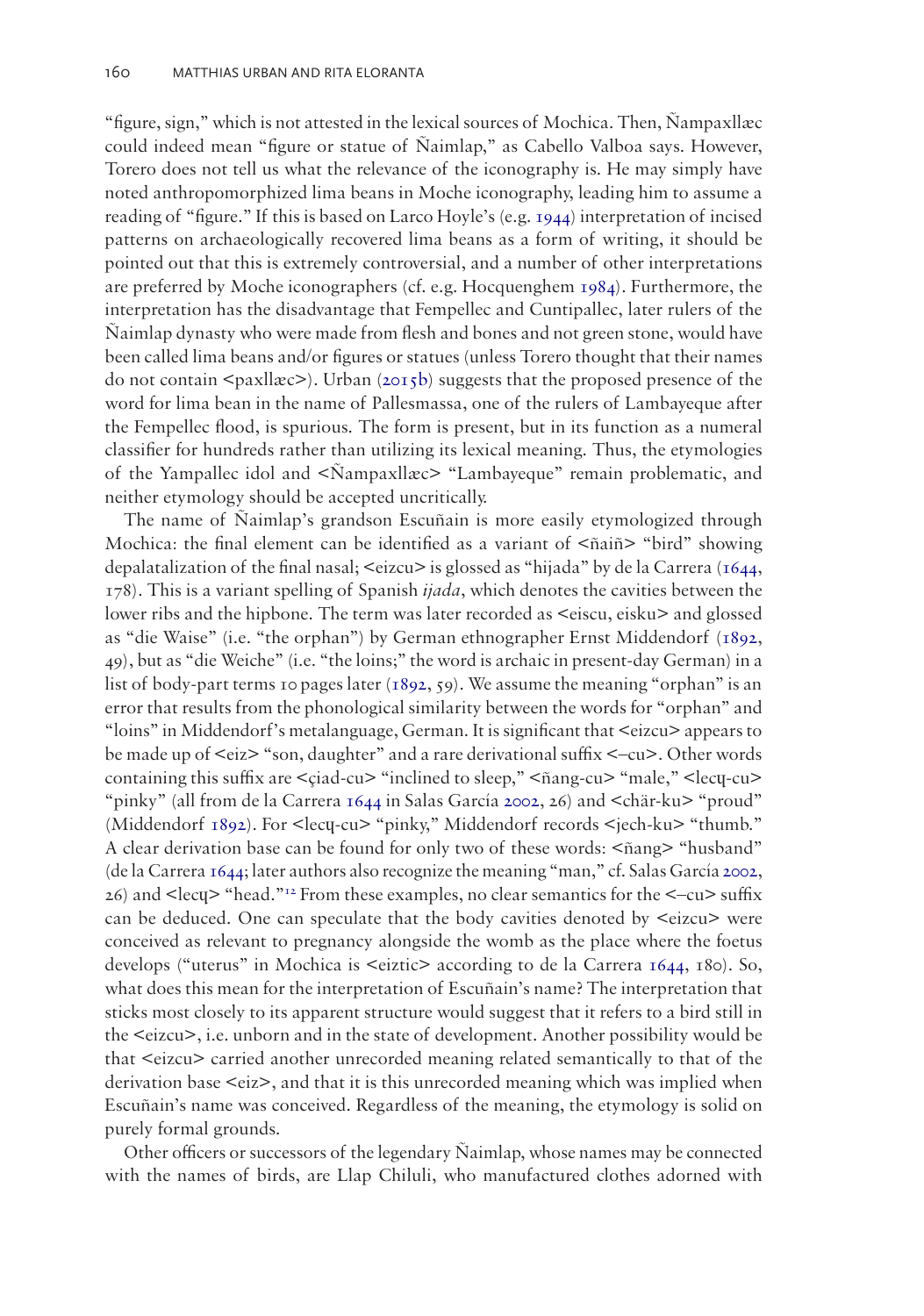"figure, sign," which is not attested in the lexical sources of Mochica. Then, Ñampaxllæc could indeed mean "figure or statue of Ñaimlap," as Cabello Valboa says. However, Torero does not tell us what the relevance of the iconography is. He may simply have noted anthropomorphized lima beans in Moche iconography, leading him to assume a reading of "figure." If this is based on Larco Hoyle's (e.g. 1944) interpretation of incised patterns on archaeologically recovered lima beans as a form of writing, it should be pointed out that this is extremely controversial, and a number of other interpretations are preferred by Moche iconographers (cf. e.g. Hocquenghem 1984). Furthermore, the interpretation has the disadvantage that Fempellec and Cuntipallec, later rulers of the Ñaimlap dynasty who were made from flesh and bones and not green stone, would have been called lima beans and/or figures or statues (unless Torero thought that their names do not contain <paxllæc>). Urban (2015b) suggests that the proposed presence of the word for lima bean in the name of Pallesmassa, one of the rulers of Lambayeque after the Fempellec flood, is spurious. The form is present, but in its function as a numeral classifier for hundreds rather than utilizing its lexical meaning. Thus, the etymologies of the Yampallec idol and <Ñampaxllæc> "Lambayeque" remain problematic, and neither etymology should be accepted uncritically.

The name of Ñaimlap's grandson Escuñain is more easily etymologized through Mochica: the final element can be identified as a variant of <ñaiñ> "bird" showing depalatalization of the final nasal; <eizcu> is glossed as "hijada" by de la Carrera (1644, 178). This is a variant spelling of Spanish *ijada*, which denotes the cavities between the lower ribs and the hipbone. The term was later recorded as <eiscu, eisku> and glossed as "die Waise" (i.e. "the orphan") by German ethnographer Ernst Middendorf (1892, 49), but as "die Weiche" (i.e. "the loins;" the word is archaic in present-day German) in a list of body-part terms 10 pages later (1892, 59). We assume the meaning "orphan" is an error that results from the phonological similarity between the words for "orphan" and "loins" in Middendorf's metalanguage, German. It is significant that <eizcu> appears to be made up of <eiz> "son, daughter" and a rare derivational suffix <–cu>. Other words containing this suffix are <çiad-cu> "inclined to sleep," <ñang-cu> "male," <lecų-cu> "pinky" (all from de la Carrera 1644 in Salas García 2002, 26) and <chär-ku> "proud" (Middendorf 1892). For <lecų-cu> "pinky," Middendorf records <jech-ku> "thumb." A clear derivation base can be found for only two of these words: <ñang> "husband" (de la Carrera 1644; later authors also recognize the meaning "man," cf. Salas García 2002, 26) and <lecų> "head."[12] From these examples, no clear semantics for the <–cu> suffix can be deduced. One can speculate that the body cavities denoted by <eizcu> were conceived as relevant to pregnancy alongside the womb as the place where the foetus develops ("uterus" in Mochica is <eiztic> according to de la Carrera 1644, 180). So, what does this mean for the interpretation of Escuñain's name? The interpretation that sticks most closely to its apparent structure would suggest that it refers to a bird still in the <eizcu>, i.e. unborn and in the state of development. Another possibility would be that <eizcu> carried another unrecorded meaning related semantically to that of the derivation base <eiz>, and that it is this unrecorded meaning which was implied when Escuñain's name was conceived. Regardless of the meaning, the etymology is solid on purely formal grounds.

Other officers or successors of the legendary Ñaimlap, whose names may be connected with the names of birds, are Llap Chiluli, who manufactured clothes adorned with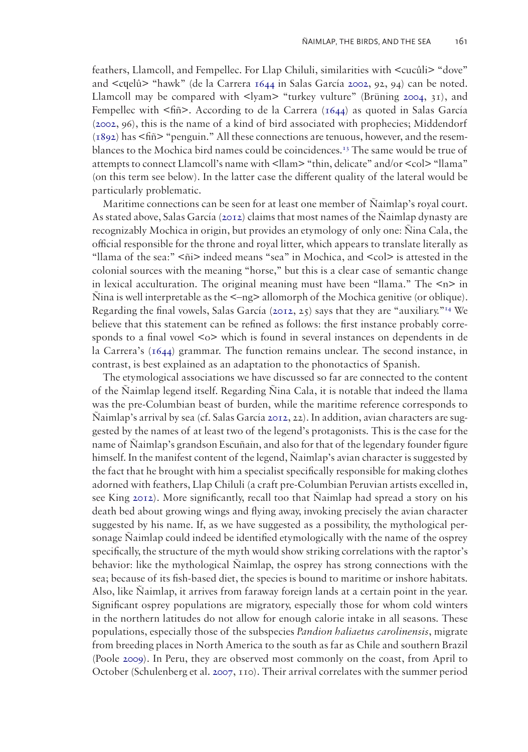feathers, Llamcoll, and Fempellec. For Llap Chiluli, similarities with <cucûli> "dove" and <cɥelû> "hawk" (de la Carrera 1644 in Salas García 2002, 92, 94) can be noted. Llamcoll may be compared with <lyam> "turkey vulture" (Brüning 2004, 31), and Fempellec with <fiñ>. According to de la Carrera (1644) as quoted in Salas García (2002, 96), this is the name of a kind of bird associated with prophecies; Middendorf (1892) has <fiñ> "penguin." All these connections are tenuous, however, and the resemblances to the Mochica bird names could be coincidences.[13] The same would be true of attempts to connect Llamcoll's name with <llam> "thin, delicate" and/or <col> "llama" (on this term see below). In the latter case the different quality of the lateral would be particularly problematic.

Maritime connections can be seen for at least one member of Ñaimlap's royal court. As stated above, Salas García (2012) claims that most names of the Ñaimlap dynasty are recognizably Mochica in origin, but provides an etymology of only one: Ñina Cala, the official responsible for the throne and royal litter, which appears to translate literally as "llama of the sea:" <ñi> indeed means "sea" in Mochica, and <col> is attested in the colonial sources with the meaning "horse," but this is a clear case of semantic change in lexical acculturation. The original meaning must have been "llama." The <n> in Ñina is well interpretable as the <–ng> allomorph of the Mochica genitive (or oblique). Regarding the final vowels, Salas García (2012, 25) says that they are "auxiliary."[14] We believe that this statement can be refined as follows: the first instance probably corresponds to a final vowel <o> which is found in several instances on dependents in de la Carrera's (1644) grammar. The function remains unclear. The second instance, in contrast, is best explained as an adaptation to the phonotactics of Spanish.

The etymological associations we have discussed so far are connected to the content of the Ñaimlap legend itself. Regarding Ñina Cala, it is notable that indeed the llama was the pre-Columbian beast of burden, while the maritime reference corresponds to Ñaimlap's arrival by sea (cf. Salas García 2012, 22). In addition, avian characters are suggested by the names of at least two of the legend's protagonists. This is the case for the name of Ñaimlap's grandson Escuñain, and also for that of the legendary founder figure himself. In the manifest content of the legend, Ñaimlap's avian character is suggested by the fact that he brought with him a specialist specifically responsible for making clothes adorned with feathers, Llap Chiluli (a craft pre-Columbian Peruvian artists excelled in, see King 2012). More significantly, recall too that Ñaimlap had spread a story on his death bed about growing wings and flying away, invoking precisely the avian character suggested by his name. If, as we have suggested as a possibility, the mythological personage Ñaimlap could indeed be identified etymologically with the name of the osprey specifically, the structure of the myth would show striking correlations with the raptor's behavior: like the mythological Ñaimlap, the osprey has strong connections with the sea; because of its fish-based diet, the species is bound to maritime or inshore habitats. Also, like Ñaimlap, it arrives from faraway foreign lands at a certain point in the year. Significant osprey populations are migratory, especially those for whom cold winters in the northern latitudes do not allow for enough calorie intake in all seasons. These populations, especially those of the subspecies *Pandion haliaetus carolinensis*, migrate from breeding places in North America to the south as far as Chile and southern Brazil (Poole 2009). In Peru, they are observed most commonly on the coast, from April to October (Schulenberg et al. 2007, 110). Their arrival correlates with the summer period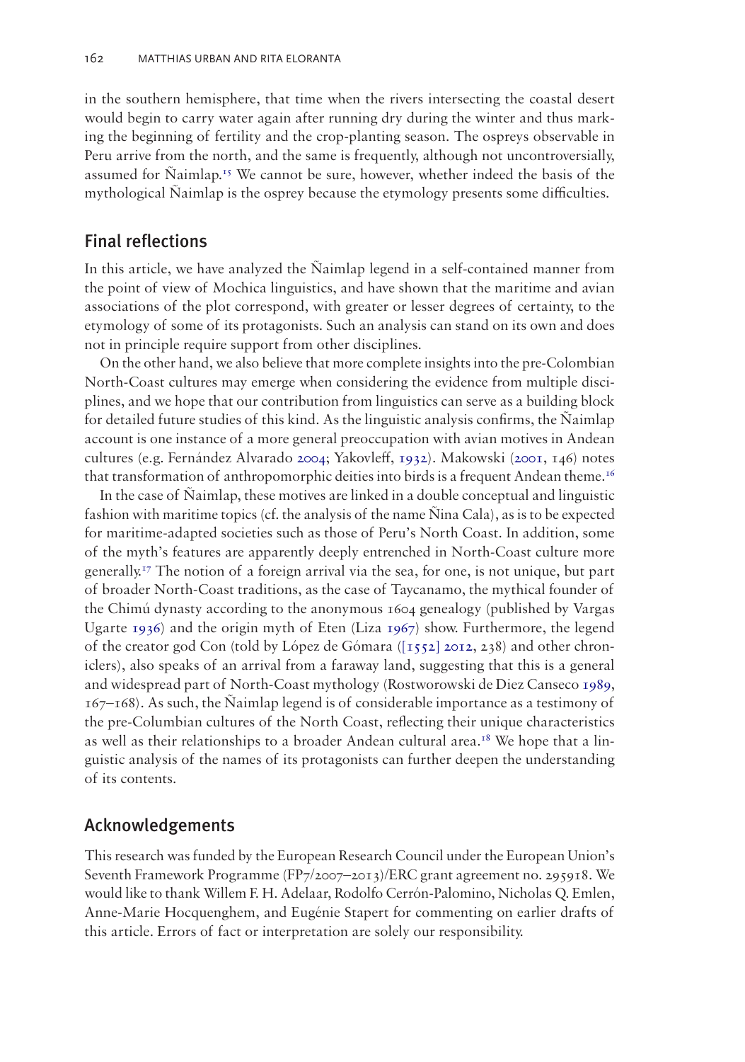in the southern hemisphere, that time when the rivers intersecting the coastal desert would begin to carry water again after running dry during the winter and thus marking the beginning of fertility and the crop-planting season. The ospreys observable in Peru arrive from the north, and the same is frequently, although not uncontroversially, assumed for Ñaimlap.[15] We cannot be sure, however, whether indeed the basis of the mythological Ñaimlap is the osprey because the etymology presents some difficulties.

## Final reflections

In this article, we have analyzed the Ñaimlap legend in a self-contained manner from the point of view of Mochica linguistics, and have shown that the maritime and avian associations of the plot correspond, with greater or lesser degrees of certainty, to the etymology of some of its protagonists. Such an analysis can stand on its own and does not in principle require support from other disciplines.

On the other hand, we also believe that more complete insights into the pre-Colombian North-Coast cultures may emerge when considering the evidence from multiple disciplines, and we hope that our contribution from linguistics can serve as a building block for detailed future studies of this kind. As the linguistic analysis confirms, the Ñaimlap account is one instance of a more general preoccupation with avian motives in Andean cultures (e.g. Fernández Alvarado 2004; Yakovleff, 1932). Makowski (2001, 146) notes that transformation of anthropomorphic deities into birds is a frequent Andean theme.[16]

In the case of Ñaimlap, these motives are linked in a double conceptual and linguistic fashion with maritime topics (cf. the analysis of the name Ñina Cala), as is to be expected for maritime-adapted societies such as those of Peru's North Coast. In addition, some of the myth's features are apparently deeply entrenched in North-Coast culture more generally.[17] The notion of a foreign arrival via the sea, for one, is not unique, but part of broader North-Coast traditions, as the case of Taycanamo, the mythical founder of the Chimú dynasty according to the anonymous 1604 genealogy (published by Vargas Ugarte 1936) and the origin myth of Eten (Liza 1967) show. Furthermore, the legend of the creator god Con (told by López de Gómara ([1552] 2012, 238) and other chroniclers), also speaks of an arrival from a faraway land, suggesting that this is a general and widespread part of North-Coast mythology (Rostworowski de Diez Canseco 1989, 167–168). As such, the Ñaimlap legend is of considerable importance as a testimony of the pre-Colombian cultures of the North Coast, reflecting their unique characteristics as well as their relationships to a broader Andean cultural area.[18] We hope that a linguistic analysis of the names of its protagonists can further deepen the understanding of its contents.

## Acknowledgements

This research was funded by the European Research Council under the European Union's Seventh Framework Programme (FP7/2007–2013)/ERC grant agreement no. 295918. We would like to thank Willem F. H. Adelaar, Rodolfo Cerrón-Palomino, Nicholas Q. Emlen, Anne-Marie Hocquenghem, and Eugénie Stapert for commenting on earlier drafts of this article. Errors of fact or interpretation are solely our responsibility.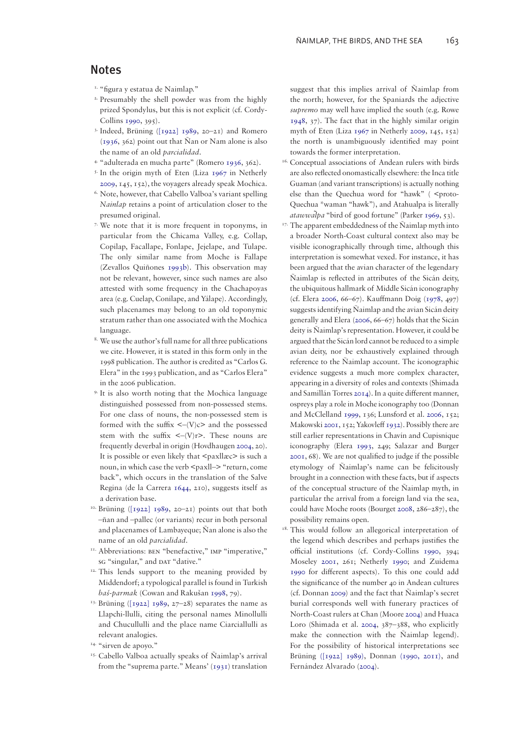## Notes

1. "figura y estatua de Naimlap."
2. Presumably the shell powder was from the highly prized Spondylus, but this is not explicit (cf. Cordy-Collins 1990, 395).
3. Indeed, Brüning ([1922] 1989, 20–21) and Romero (1936, 362) point out that Ñan or Nam alone is also the name of an old *parcialidad*.
4. "adulterada en mucha parte" (Romero 1936, 362).
5. In the origin myth of Eten (Liza 1967 in Netherly 2009, 145, 152), the voyagers already speak Mochica.
6. Note, however, that Cabello Valboa's variant spelling *Nainlap* retains a point of articulation closer to the presumed original.
7. We note that it is more frequent in toponyms, in particular from the Chicama Valley, e.g. Collap, Copilap, Facallape, Fonlape, Jejelape, and Tulape. The only similar name from Moche is Fallape (Zevallos Quiñones 1993b). This observation may not be relevant, however, since such names are also attested with some frequency in the Chachapoyas area (e.g. Cuelap, Conílape, and Yálape). Accordingly, such placenames may belong to an old toponymic stratum rather than one associated with the Mochica language.
8. We use the author's full name for all three publications we cite. However, it is stated in this form only in the 1998 publication. The author is credited as "Carlos G. Elera" in the 1993 publication, and as "Carlos Elera" in the 2006 publication.
9. It is also worth noting that the Mochica language distinguished possessed from non-possessed stems. For one class of nouns, the non-possessed stem is formed with the suffix <–(V)c> and the possessed stem with the suffix <–(V)r>. These nouns are frequently deverbal in origin (Hovdhaugen 2004, 20). It is possible or even likely that <paxllæc> is such a noun, in which case the verb <paxll–> "return, come back", which occurs in the translation of the Salve Regina (de la Carrera 1644, 210), suggests itself as a derivation base.
10. Brüning ([1922] 1989, 20–21) points out that both –ñan and –pallec (or variants) recur in both personal and placenames of Lambayeque; Ñan alone is also the name of an old *parcialidad*.
11. Abbreviations: BEN "benefactive," IMP "imperative," SG "singular," and DAT "dative."
12. This lends support to the meaning provided by Middendorf; a typological parallel is found in Turkish *baš-parmak* (Cowan and Rakušan 1998, 79).
13. Brüning ([1922] 1989, 27–28) separates the name as Llapchi-llulli, citing the personal names Minollulli and Chucullulli and the place name Ciarciallulli as relevant analogies.
14. "sirven de apoyo."
15. Cabello Valboa actually speaks of Ñaimlap's arrival from the "suprema parte." Means' (1931) translation suggest that this implies arrival of Ñaimlap from the north; however, for the Spaniards the adjective *supremo* may well have implied the south (e.g. Rowe 1948, 37). The fact that in the highly similar origin myth of Eten (Liza 1967 in Netherly 2009, 145, 152) the north is unambiguously identified may point towards the former interpretation.
16. Conceptual associations of Andean rulers with birds are also reflected onomastically elsewhere: the Inca title Guaman (and variant transcriptions) is actually nothing else than the Quechua word for "hawk" ( <proto-Quechua *waman "hawk"), and Atahualpa is literally *atawwal̃pa* "bird of good fortune" (Parker 1969, 53).
17. The apparent embeddedness of the Ñaimlap myth into a broader North-Coast cultural context also may be visible iconographically through time, although this interpretation is somewhat vexed. For instance, it has been argued that the avian character of the legendary Ñaimlap is reflected in attributes of the Sicán deity, the ubiquitous hallmark of Middle Sicán iconography (cf. Elera 2006, 66–67). Kauffmann Doig (1978, 497) suggests identifying Ñaimlap and the avian Sicán deity generally and Elera (2006, 66–67) holds that the Sicán deity is Ñaimlap's representation. However, it could be argued that the Sicán lord cannot be reduced to a simple avian deity, nor be exhaustively explained through reference to the Ñaimlap account. The iconographic evidence suggests a much more complex character, appearing in a diversity of roles and contexts (Shimada and Samillán Torres 2014). In a quite different manner, ospreys play a role in Moche iconography too (Donnan and McClelland 1999, 136; Lunsford et al. 2006, 152; Makowski 2001, 152; Yakovleff 1932). Possibly there are still earlier representations in Chavín and Cupisnique iconography (Elera 1993, 249; Salazar and Burger 2001, 68). We are not qualified to judge if the possible etymology of Ñaimlap's name can be felicitously brought in a connection with these facts, but if aspects of the conceptual structure of the Ñaimlap myth, in particular the arrival from a foreign land via the sea, could have Moche roots (Bourget 2008, 286–287), the possibility remains open.
18. This would follow an allegorical interpretation of the legend which describes and perhaps justifies the official institutions (cf. Cordy-Collins 1990, 394; Moseley 2001, 261; Netherly 1990; and Zuidema 1990 for different aspects). To this one could add the significance of the number 40 in Andean cultures (cf. Donnan 2009) and the fact that Ñaimlap's secret burial corresponds well with funerary practices of North-Coast rulers at Chan (Moore 2004) and Huaca Loro (Shimada et al. 2004, 387–388, who explicitly make the connection with the Ñaimlap legend). For the possibility of historical interpretations see Brüning ([1922] 1989), Donnan (1990, 2011), and Fernández Alvarado (2004).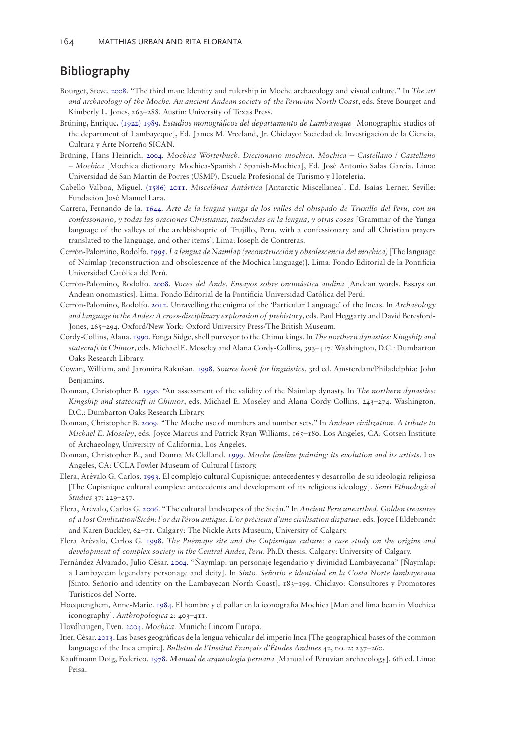## Bibliography

Bourget, Steve. 2008. "The third man: Identity and rulership in Moche archaeology and visual culture." In *The art and archaeology of the Moche. An ancient Andean society of the Peruvian North Coast*, eds. Steve Bourget and Kimberly L. Jones, 263–288. Austin: University of Texas Press.

Brüning, Enrique. (1922) 1989. *Estudios monográficos del departamento de Lambayeque* [Monographic studies of the department of Lambayeque], Ed. James M. Vreeland, Jr. Chiclayo: Sociedad de Investigación de la Ciencia, Cultura y Arte Norteño SICAN.

Brüning, Hans Heinrich. 2004. *Mochica Wörterbuch. Diccionario mochica. Mochica – Castellano / Castellano – Mochica* [Mochica dictionary. Mochica-Spanish / Spanish-Mochica], Ed. José Antonio Salas García. Lima: Universidad de San Martín de Porres (USMP), Escuela Profesional de Turismo y Hotelería.

Cabello Valboa, Miguel. (1586) 2011. *Miscelánea Antártica* [Antarctic Miscellanea]. Ed. Isaías Lerner. Seville: Fundación José Manuel Lara.

Carrera, Fernando de la. 1644. *Arte de la lengua yunga de los valles del obispado de Truxillo del Peru, con un confessonario, y todas las oraciones Christianas, traducidas en la lengua, y otras cosas* [Grammar of the Yunga language of the valleys of the archbishopric of Trujillo, Peru, with a confessionary and all Christian prayers translated to the language, and other items]. Lima: Ioseph de Contreras.

Cerrón-Palomino, Rodolfo. 1995. *La lengua de Naimlap (reconstrucción y obsolescencia del mochica)* [The language of Naimlap (reconstruction and obsolescence of the Mochica language)]. Lima: Fondo Editorial de la Pontificia Universidad Católica del Perú.

Cerrón-Palomino, Rodolfo. 2008. *Voces del Ande. Ensayos sobre onomástica andina* [Andean words. Essays on Andean onomastics]. Lima: Fondo Editorial de la Pontificia Universidad Católica del Perú.

Cerrón-Palomino, Rodolfo. 2012. Unravelling the enigma of the 'Particular Language' of the Incas. In *Archaeology and language in the Andes: A cross-disciplinary exploration of prehistory*, eds. Paul Heggarty and David Beresford-Jones, 265–294. Oxford/New York: Oxford University Press/The British Museum.

Cordy-Collins, Alana. 1990. Fonga Sidge, shell purveyor to the Chimu kings. In *The northern dynasties: Kingship and statecraft in Chimor*, eds. Michael E. Moseley and Alana Cordy-Collins, 393–417. Washington, D.C.: Dumbarton Oaks Research Library.

Cowan, William, and Jaromira Rakušan. 1998. *Source book for linguistics*. 3rd ed. Amsterdam/Philadelphia: John Benjamins.

Donnan, Christopher B. 1990. "An assessment of the validity of the Ñaimlap dynasty. In *The northern dynasties: Kingship and statecraft in Chimor*, eds. Michael E. Moseley and Alana Cordy-Collins, 243–274. Washington, D.C.: Dumbarton Oaks Research Library.

Donnan, Christopher B. 2009. "The Moche use of numbers and number sets." In *Andean civilization. A tribute to Michael E. Moseley*, eds. Joyce Marcus and Patrick Ryan Williams, 165–180. Los Angeles, CA: Cotsen Institute of Archaeology, University of California, Los Angeles.

Donnan, Christopher B., and Donna McClelland. 1999. *Moche fineline painting: its evolution and its artists*. Los Angeles, CA: UCLA Fowler Museum of Cultural History.

Elera, Arévalo G. Carlos. 1993. El complejo cultural Cupisnique: antecedentes y desarrollo de su ideología religiosa [The Cupisnique cultural complex: antecedents and development of its religious ideology]. *Senri Ethnological Studies* 37: 229–257.

Elera, Arévalo, Carlos G. 2006. "The cultural landscapes of the Sicán." In *Ancient Peru unearthed. Golden treasures of a lost Civilization/Sicán: l'or du Pérou antique. L'or précieux d'une civilisation disparue*. eds. Joyce Hildebrandt and Karen Buckley, 62–71. Calgary: The Nickle Arts Museum, University of Calgary.

Elera Arévalo, Carlos G. 1998. *The Puémape site and the Cupisnique culture: a case study on the origins and development of complex society in the Central Andes, Peru*. Ph.D. thesis. Calgary: University of Calgary.

Fernández Alvarado, Julio César. 2004. "Ñaymlap: un personaje legendario y divinidad Lambayecana" [Ñaymlap: a Lambayecan legendary personage and deity]. In *Sinto. Señorío e identidad en la Costa Norte lambayecana* [Sinto. Señorío and identity on the Lambayecan North Coast], 183–199. Chiclayo: Consultores y Promotores Turísticos del Norte.

Hocquenghem, Anne-Marie. 1984. El hombre y el pallar en la iconografía Mochica [Man and lima bean in Mochica iconography]. *Anthropologica* 2: 403–411.

Hovdhaugen, Even. 2004. *Mochica*. Munich: Lincom Europa.

Itier, César. 2013. Las bases geográficas de la lengua vehicular del imperio Inca [The geographical bases of the common language of the Inca empire]. *Bulletin de l'Institut Français d'Études Andines* 42, no. 2: 237–260.

Kauffmann Doig, Federico. 1978. *Manual de arqueología peruana* [Manual of Peruvian archaeology]. 6th ed. Lima: Peisa.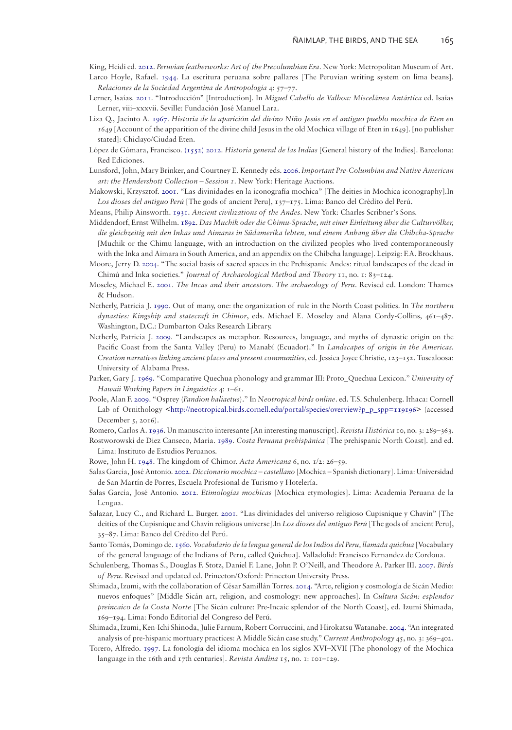King, Heidi ed. 2012. *Peruvian featherworks: Art of the Precolumbian Era*. New York: Metropolitan Museum of Art.

Larco Hoyle, Rafael. 1944. La escritura peruana sobre pallares [The Peruvian writing system on lima beans]. *Relaciones de la Sociedad Argentina de Antropología* 4: 57–77.

Lerner, Isaías. 2011. "Introducción" [Introduction]. In *Miguel Cabello de Valboa: Miscelánea Antártica* ed. Isaías Lerner, viii–xxxvii. Seville: Fundación José Manuel Lara.

Liza Q., Jacinto A. 1967. *Historia de la aparición del divino Niño Jesús en el antiguo pueblo mochica de Eten en 1649* [Account of the apparition of the divine child Jesus in the old Mochica village of Eten in 1649]. [no publisher stated]: Chiclayo/Ciudad Eten.

López de Gómara, Francisco. (1552) 2012. *Historia general de las Indias* [General history of the Indies]. Barcelona: Red Ediciones.

Lunsford, John, Mary Brinker, and Courtney E. Kennedy eds. 2006. *Important Pre-Columbian and Native American art: the Hendershott Collection – Session 1*. New York: Heritage Auctions.

Makowski, Krzysztof. 2001. "Las divinidades en la iconografía mochica" [The deities in Mochica iconography].In *Los dioses del antiguo Perú* [The gods of ancient Peru], 137–175. Lima: Banco del Crédito del Perú.

Means, Philip Ainsworth. 1931. *Ancient civilizations of the Andes*. New York: Charles Scribner's Sons.

Middendorf, Ernst Wilhelm. 1892. *Das Muchik oder die Chimu-Sprache, mit einer Einleitung über die Culturvölker, die gleichzeitig mit den Inkas und Aimaras in Südamerika lebten, und einem Anhang über die Chibcha-Sprache* [Muchik or the Chimu language, with an introduction on the civilized peoples who lived contemporaneously with the Inka and Aimara in South America, and an appendix on the Chibcha language]. Leipzig: F.A. Brockhaus.

Moore, Jerry D. 2004. "The social basis of sacred spaces in the Prehispanic Andes: ritual landscapes of the dead in Chimú and Inka societies." *Journal of Archaeological Method and Theory* 11, no. 1: 83–124.

Moseley, Michael E. 2001. *The Incas and their ancestors. The archaeology of Peru*. Revised ed. London: Thames & Hudson.

Netherly, Patricia J. 1990. Out of many, one: the organization of rule in the North Coast polities. In *The northern dynasties: Kingship and statecraft in Chimor*, eds. Michael E. Moseley and Alana Cordy-Collins, 461–487. Washington, D.C.: Dumbarton Oaks Research Library.

Netherly, Patricia J. 2009. "Landscapes as metaphor. Resources, language, and myths of dynastic origin on the Pacific Coast from the Santa Valley (Peru) to Manabí (Ecuador)." In *Landscapes of origin in the Americas. Creation narratives linking ancient places and present communities*, ed. Jessica Joyce Christie, 123–152. Tuscaloosa: University of Alabama Press.

Parker, Gary J. 1969. "Comparative Quechua phonology and grammar III: Proto_Quechua Lexicon." *University of Hawaii Working Papers in Linguistics* 4: 1–61.

Poole, Alan F. 2009. "Osprey (*Pandion haliaetus*)." In *Neotropical birds online*. ed. T.S. Schulenberg. Ithaca: Cornell Lab of Ornithology <http://neotropical.birds.cornell.edu/portal/species/overview?p_p_spp=119196> (accessed December 5, 2016).

Romero, Carlos A. 1936. Un manuscrito interesante [An interesting manuscript]. *Revista Histórica* 10, no. 3: 289–363.

Rostworowski de Diez Canseco, María. 1989. *Costa Peruana prehispánica* [The prehispanic North Coast]. 2nd ed. Lima: Instituto de Estudios Peruanos.

Rowe, John H. 1948. The kingdom of Chimor. *Acta Americana* 6, no. 1/2: 26–59.

Salas García, José Antonio. 2002. *Diccionario mochica – castellano* [Mochica – Spanish dictionary]. Lima: Universidad de San Martín de Porres, Escuela Profesional de Turismo y Hotelería.

Salas García, José Antonio. 2012. *Etimologías mochicas* [Mochica etymologies]. Lima: Academia Peruana de la Lengua.

Salazar, Lucy C., and Richard L. Burger. 2001. "Las divinidades del universo religioso Cupisnique y Chavín" [The deities of the Cupisnique and Chavín religious universe].In *Los dioses del antiguo Perú* [The gods of ancient Peru], 35–87. Lima: Banco del Crédito del Perú.

Santo Tomás, Domingo de. 1560. *Vocabulario de la lengua general de los Indios del Peru, llamada quichua* [Vocabulary of the general language of the Indians of Peru, called Quichua]. Valladolid: Francisco Fernandez de Cordoua.

Schulenberg, Thomas S., Douglas F. Stotz, Daniel F. Lane, John P. O'Neill, and Theodore A. Parker III. 2007. *Birds of Peru*. Revised and updated ed. Princeton/Oxford: Princeton University Press.

Shimada, Izumi, with the collaboration of César Samillán Torres. 2014. "Arte, religion y cosmología de Sicán Medio: nuevos enfoques" [Middle Sicán art, religion, and cosmology: new approaches]. In *Cultura Sicán: esplendor preincaico de la Costa Norte* [The Sicán culture: Pre-Incaic splendor of the North Coast], ed. Izumi Shimada, 169–194. Lima: Fondo Editorial del Congreso del Perú.

Shimada, Izumi, Ken-Ichi Shinoda, Julie Farnum, Robert Corruccini, and Hirokatsu Watanabe. 2004. "An integrated analysis of pre-hispanic mortuary practices: A Middle Sicán case study." *Current Anthropology* 45, no. 3: 369–402.

Torero, Alfredo. 1997. La fonología del idioma mochica en los siglos XVI–XVII [The phonology of the Mochica language in the 16th and 17th centuries]. *Revista Andina* 15, no. 1: 101–129.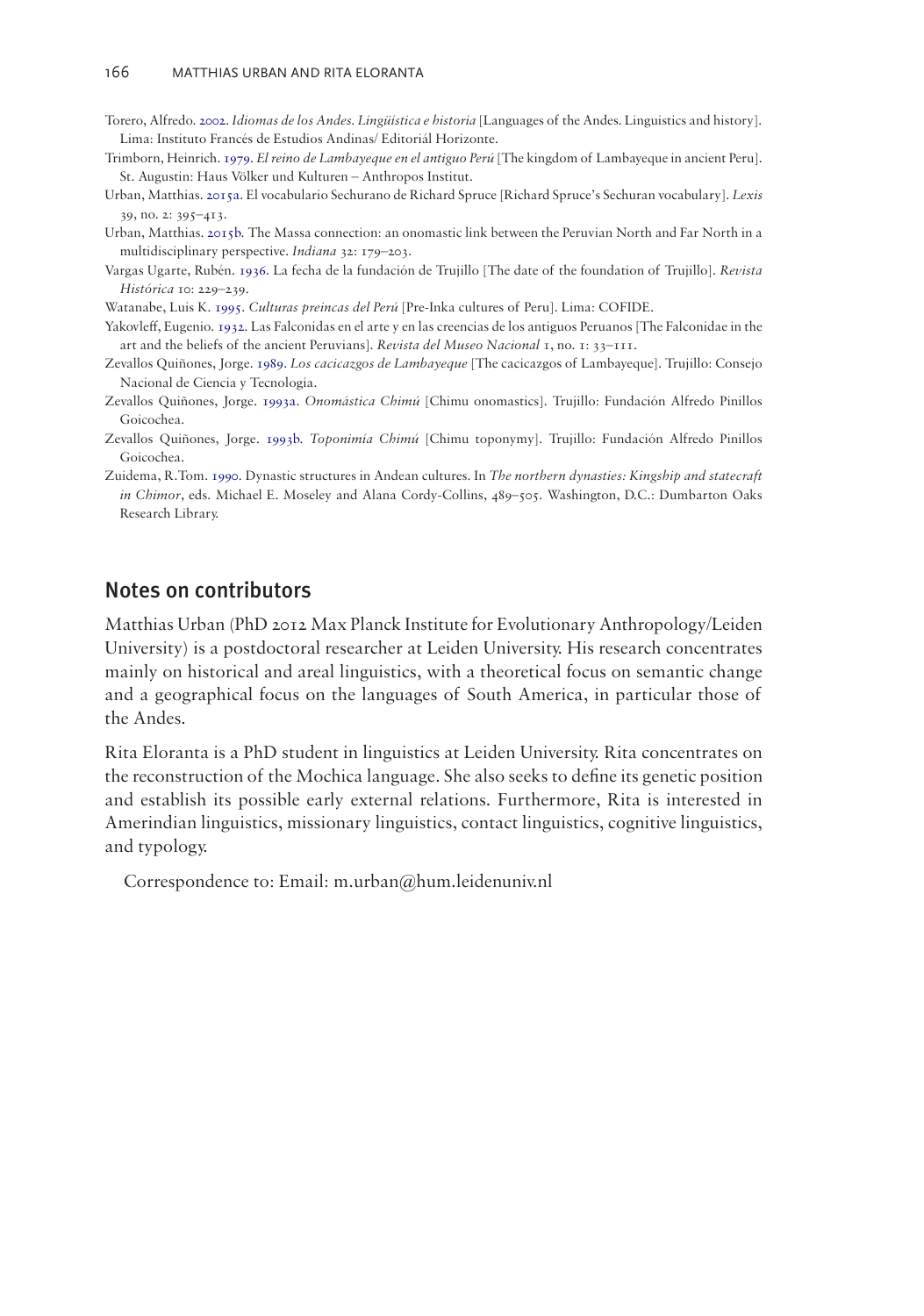Torero, Alfredo. 2002. *Idiomas de los Andes. Lingüística e historia* [Languages of the Andes. Linguistics and history]. Lima: Instituto Francés de Estudios Andinas/ Editoriál Horizonte.

Trimborn, Heinrich. 1979. *El reino de Lambayeque en el antiguo Perú* [The kingdom of Lambayeque in ancient Peru]. St. Augustin: Haus Völker und Kulturen – Anthropos Institut.

Urban, Matthias. 2015a. El vocabulario Sechurano de Richard Spruce [Richard Spruce's Sechuran vocabulary]. *Lexis* 39, no. 2: 395–413.

Urban, Matthias. 2015b. The Massa connection: an onomastic link between the Peruvian North and Far North in a multidisciplinary perspective. *Indiana* 32: 179–203.

Vargas Ugarte, Rubén. 1936. La fecha de la fundación de Trujillo [The date of the foundation of Trujillo]. *Revista Histórica* 10: 229–239.

Watanabe, Luis K. 1995. *Culturas preincas del Perú* [Pre-Inka cultures of Peru]. Lima: COFIDE.

Yakovleff, Eugenio. 1932. Las Falconidas en el arte y en las creencias de los antiguos Peruanos [The Falconidae in the art and the beliefs of the ancient Peruvians]. *Revista del Museo Nacional* 1, no. 1: 33–111.

Zevallos Quiñones, Jorge. 1989. *Los cacicazgos de Lambayeque* [The cacicazgos of Lambayeque]. Trujillo: Consejo Nacional de Ciencia y Tecnología.

Zevallos Quiñones, Jorge. 1993a. *Onomástica Chimú* [Chimu onomastics]. Trujillo: Fundación Alfredo Pinillos Goicochea.

Zevallos Quiñones, Jorge. 1993b. *Toponimía Chimú* [Chimu toponymy]. Trujillo: Fundación Alfredo Pinillos Goicochea.

Zuidema, R.Tom. 1990. Dynastic structures in Andean cultures. In *The northern dynasties: Kingship and statecraft in Chimor*, eds. Michael E. Moseley and Alana Cordy-Collins, 489–505. Washington, D.C.: Dumbarton Oaks Research Library.

## Notes on contributors

Matthias Urban (PhD 2012 Max Planck Institute for Evolutionary Anthropology/Leiden University) is a postdoctoral researcher at Leiden University. His research concentrates mainly on historical and areal linguistics, with a theoretical focus on semantic change and a geographical focus on the languages of South America, in particular those of the Andes.

Rita Eloranta is a PhD student in linguistics at Leiden University. Rita concentrates on the reconstruction of the Mochica language. She also seeks to define its genetic position and establish its possible early external relations. Furthermore, Rita is interested in Amerindian linguistics, missionary linguistics, contact linguistics, cognitive linguistics, and typology.

Correspondence to: Email: m.urban@hum.leidenuniv.nl